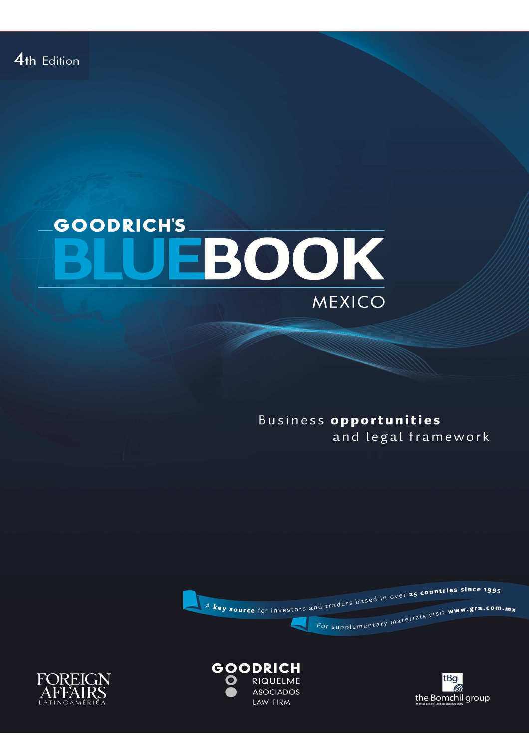4th Edition

# GOODRICH'S BLUEBOOK

## MEXICO

Business **opportunities** and legal framework

A **key source** for investors and traders based in over **25 countries since 1995**

For supplementary materials visit **www.gra.com.mx**

FOREIGN AFFAIRS LATINOAMÉRICA

GOODRICH RIQUELME ASOCIADOS LAW FIRM

tBg the Bomchil group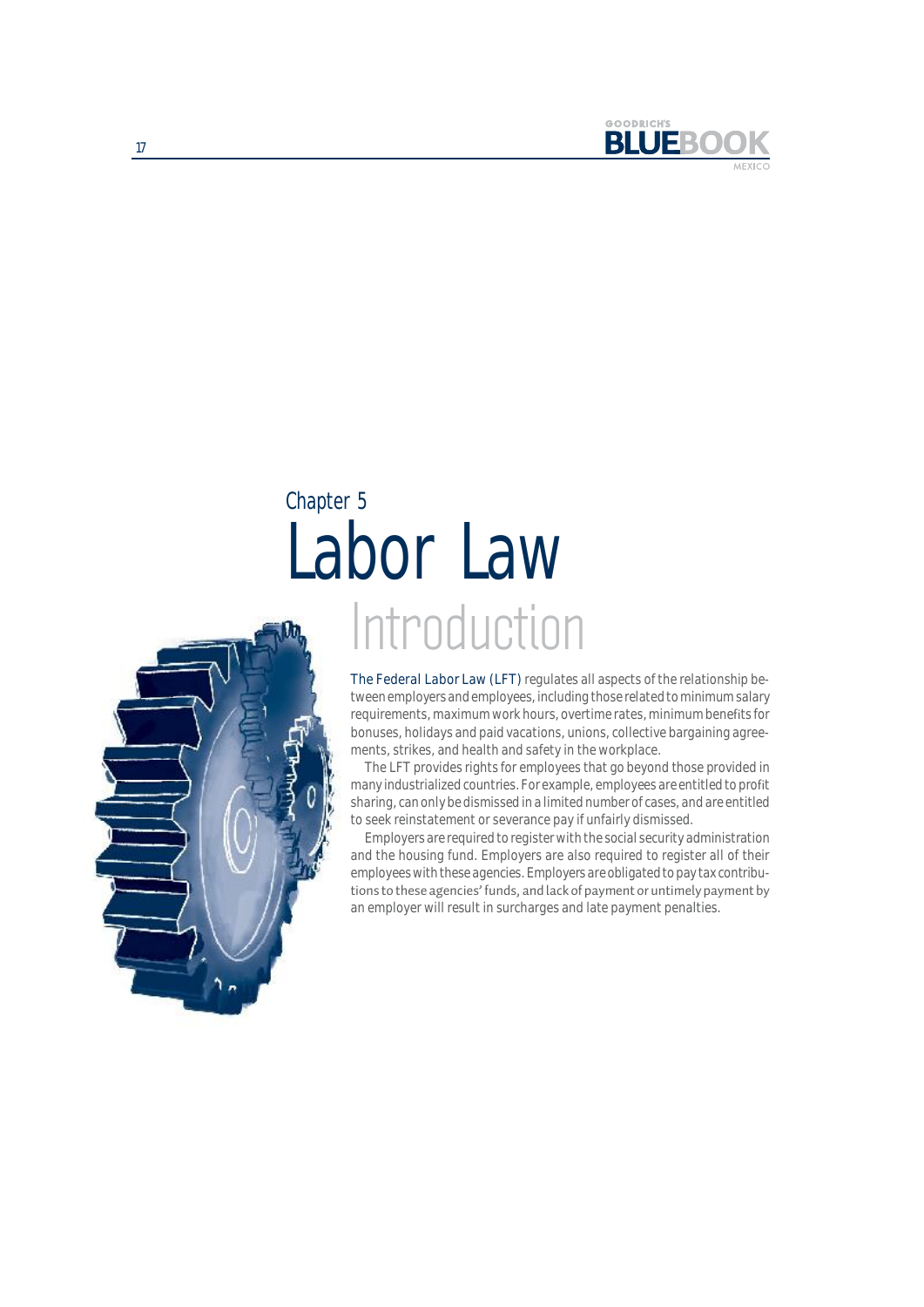Chapter 5

# Labor Law

## Introduction

The Federal Labor Law (LFT) regulates all aspects of the relationship between employers and employees, including those related to minimum salary requirements, maximum work hours, overtime rates, minimum benefits for bonuses, holidays and paid vacations, unions, collective bargaining agreements, strikes, and health and safety in the workplace.

The LFT provides rights for employees that go beyond those provided in many industrialized countries. For example, employees are entitled to profit sharing, can only be dismissed in a limited number of cases, and are entitled to seek reinstatement or severance pay if unfairly dismissed.

Employers are required to register with the social security administration and the housing fund. Employers are also required to register all of their employees with these agencies. Employers are obligated to pay tax contributions to these agencies' funds, and lack of payment or untimely payment by an employer will result in surcharges and late payment penalties.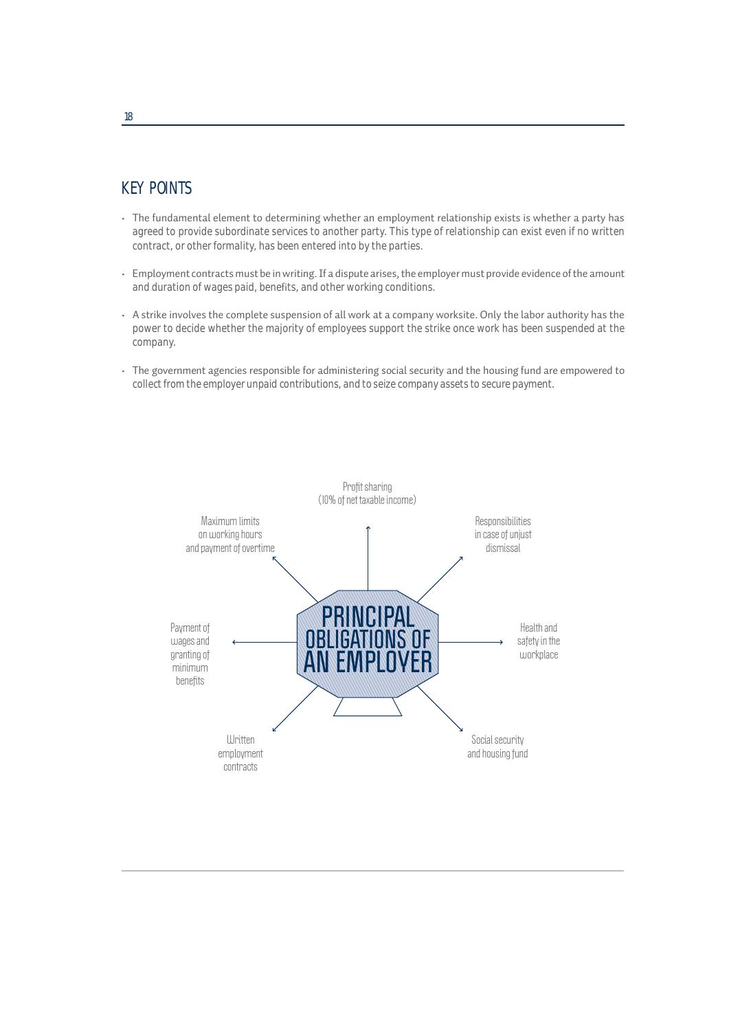## KEY POINTS

- The fundamental element to determining whether an employment relationship exists is whether a party has agreed to provide subordinate services to another party. This type of relationship can exist even if no written contract, or other formality, has been entered into by the parties.
- Employment contracts must be in writing. If a dispute arises, the employer must provide evidence of the amount and duration of wages paid, benefits, and other working conditions.
- A strike involves the complete suspension of all work at a company worksite. Only the labor authority has the power to decide whether the majority of employees support the strike once work has been suspended at the company.
- The government agencies responsible for administering social security and the housing fund are empowered to collect from the employer unpaid contributions, and to seize company assets to secure payment.

**PRINCIPAL OBLIGATIONS OF AN EMPLOYER**

- Profit sharing (10% of net taxable income)
- Responsibilities in case of unjust dismissal
- Health and safety in the workplace
- Social security and housing fund
- Written employment contracts
- Payment of wages and granting of minimum benefits
- Maximum limits on working hours and payment of overtime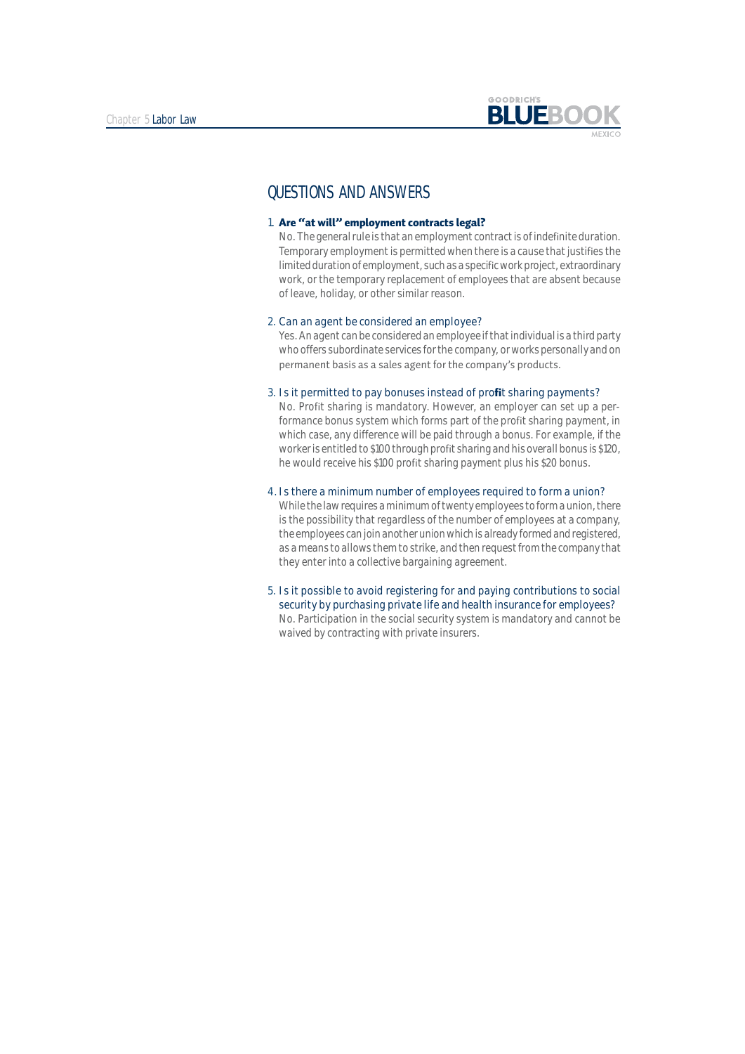## QUESTIONS AND ANSWERS

1. **Are "at will" employment contracts legal?**
   No. The general rule is that an employment contract is of indefinite duration. Temporary employment is permitted when there is a cause that justifies the limited duration of employment, such as a specific work project, extraordinary work, or the temporary replacement of employees that are absent because of leave, holiday, or other similar reason.

2. Can an agent be considered an employee?
   Yes. An agent can be considered an employee if that individual is a third party who offers subordinate services for the company, or works personally and on permanent basis as a sales agent for the company's products.

3. Is it permitted to pay bonuses instead of profit sharing payments?
   No. Profit sharing is mandatory. However, an employer can set up a performance bonus system which forms part of the profit sharing payment, in which case, any difference will be paid through a bonus. For example, if the worker is entitled to $100 through profit sharing and his overall bonus is $120, he would receive his $100 profit sharing payment plus his $20 bonus.

4. Is there a minimum number of employees required to form a union?
   While the law requires a minimum of twenty employees to form a union, there is the possibility that regardless of the number of employees at a company, the employees can join another union which is already formed and registered, as a means to allows them to strike, and then request from the company that they enter into a collective bargaining agreement.

5. Is it possible to avoid registering for and paying contributions to social security by purchasing private life and health insurance for employees?
   No. Participation in the social security system is mandatory and cannot be waived by contracting with private insurers.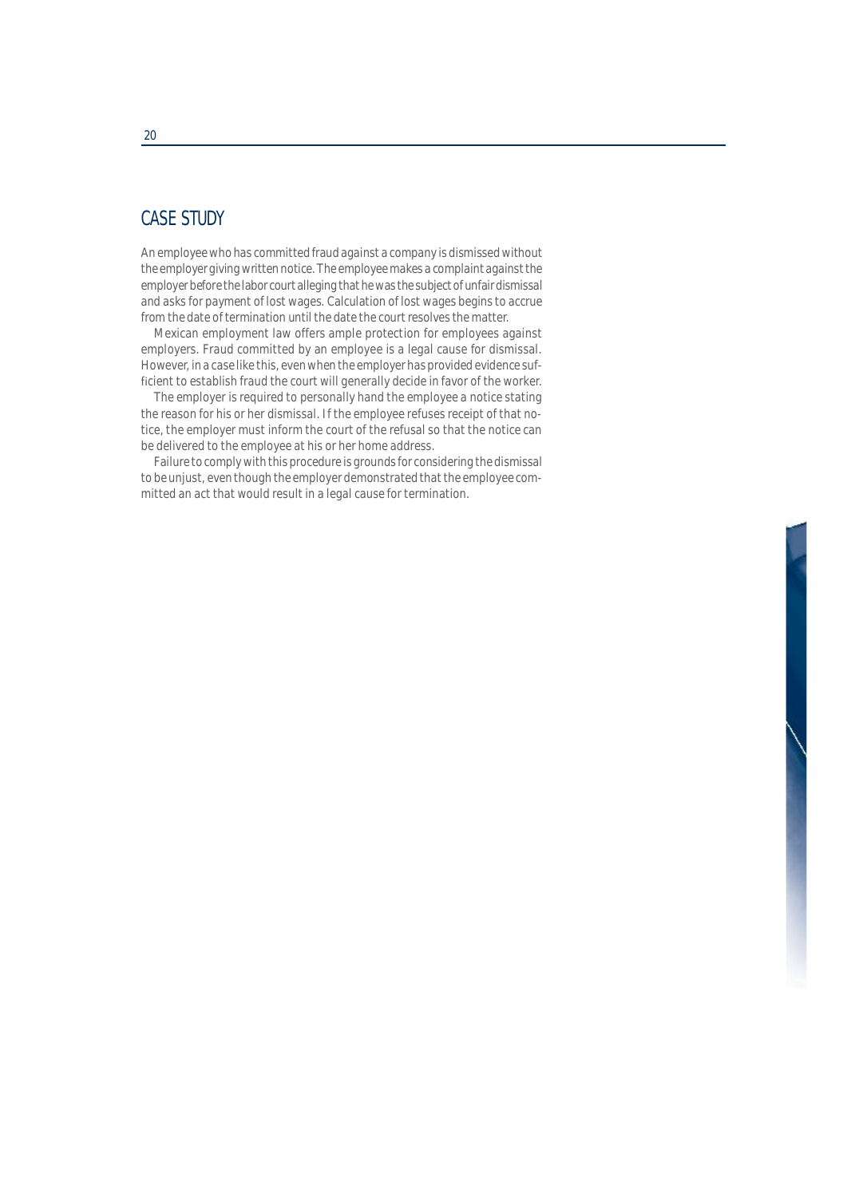## CASE STUDY

An employee who has committed fraud against a company is dismissed without the employer giving written notice. The employee makes a complaint against the employer before the labor court alleging that he was the subject of unfair dismissal and asks for payment of lost wages. Calculation of lost wages begins to accrue from the date of termination until the date the court resolves the matter.

Mexican employment law offers ample protection for employees against employers. Fraud committed by an employee is a legal cause for dismissal. However, in a case like this, even when the employer has provided evidence sufficient to establish fraud the court will generally decide in favor of the worker.

The employer is required to personally hand the employee a notice stating the reason for his or her dismissal. If the employee refuses receipt of that notice, the employer must inform the court of the refusal so that the notice can be delivered to the employee at his or her home address.

Failure to comply with this procedure is grounds for considering the dismissal to be unjust, even though the employer demonstrated that the employee committed an act that would result in a legal cause for termination.